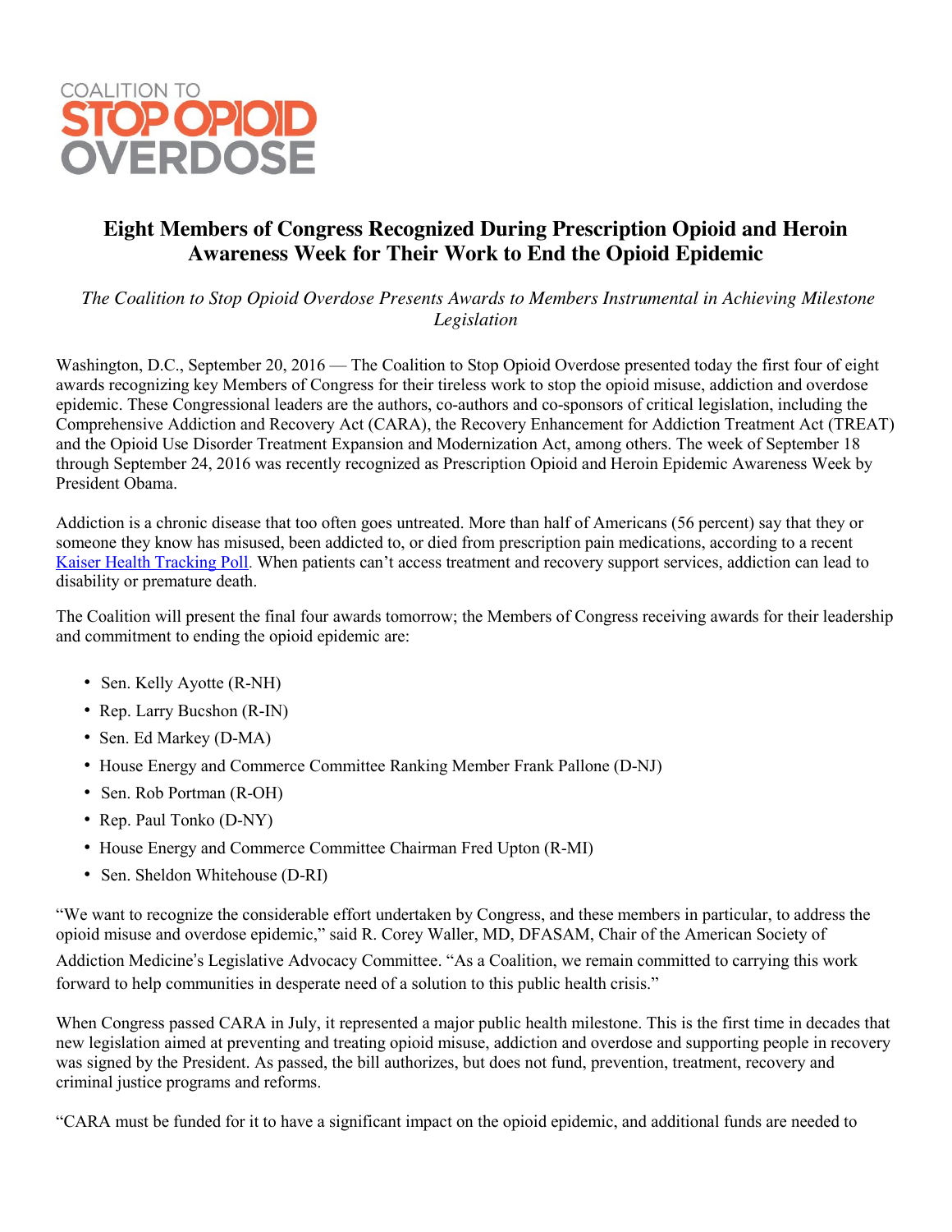COALITION TO
STOP OPIOID
OVERDOSE

# Eight Members of Congress Recognized During Prescription Opioid and Heroin Awareness Week for Their Work to End the Opioid Epidemic

*The Coalition to Stop Opioid Overdose Presents Awards to Members Instrumental in Achieving Milestone Legislation*

Washington, D.C., September 20, 2016 — The Coalition to Stop Opioid Overdose presented today the first four of eight awards recognizing key Members of Congress for their tireless work to stop the opioid misuse, addiction and overdose epidemic. These Congressional leaders are the authors, co-authors and co-sponsors of critical legislation, including the Comprehensive Addiction and Recovery Act (CARA), the Recovery Enhancement for Addiction Treatment Act (TREAT) and the Opioid Use Disorder Treatment Expansion and Modernization Act, among others. The week of September 18 through September 24, 2016 was recently recognized as Prescription Opioid and Heroin Epidemic Awareness Week by President Obama.

Addiction is a chronic disease that too often goes untreated. More than half of Americans (56 percent) say that they or someone they know has misused, been addicted to, or died from prescription pain medications, according to a recent Kaiser Health Tracking Poll. When patients can't access treatment and recovery support services, addiction can lead to disability or premature death.

The Coalition will present the final four awards tomorrow; the Members of Congress receiving awards for their leadership and commitment to ending the opioid epidemic are:

- Sen. Kelly Ayotte (R-NH)
- Rep. Larry Bucshon (R-IN)
- Sen. Ed Markey (D-MA)
- House Energy and Commerce Committee Ranking Member Frank Pallone (D-NJ)
- Sen. Rob Portman (R-OH)
- Rep. Paul Tonko (D-NY)
- House Energy and Commerce Committee Chairman Fred Upton (R-MI)
- Sen. Sheldon Whitehouse (D-RI)

"We want to recognize the considerable effort undertaken by Congress, and these members in particular, to address the opioid misuse and overdose epidemic," said R. Corey Waller, MD, DFASAM, Chair of the American Society of Addiction Medicine's Legislative Advocacy Committee. "As a Coalition, we remain committed to carrying this work forward to help communities in desperate need of a solution to this public health crisis."

When Congress passed CARA in July, it represented a major public health milestone. This is the first time in decades that new legislation aimed at preventing and treating opioid misuse, addiction and overdose and supporting people in recovery was signed by the President. As passed, the bill authorizes, but does not fund, prevention, treatment, recovery and criminal justice programs and reforms.

"CARA must be funded for it to have a significant impact on the opioid epidemic, and additional funds are needed to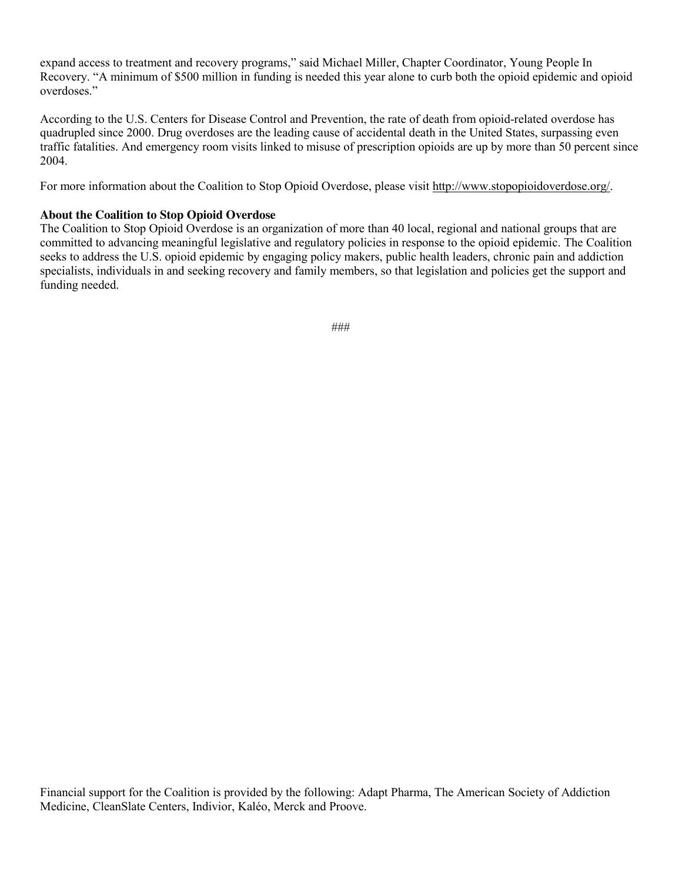expand access to treatment and recovery programs," said Michael Miller, Chapter Coordinator, Young People In Recovery. "A minimum of $500 million in funding is needed this year alone to curb both the opioid epidemic and opioid overdoses."

According to the U.S. Centers for Disease Control and Prevention, the rate of death from opioid-related overdose has quadrupled since 2000. Drug overdoses are the leading cause of accidental death in the United States, surpassing even traffic fatalities. And emergency room visits linked to misuse of prescription opioids are up by more than 50 percent since 2004.

For more information about the Coalition to Stop Opioid Overdose, please visit http://www.stopopioidoverdose.org/.

**About the Coalition to Stop Opioid Overdose**

The Coalition to Stop Opioid Overdose is an organization of more than 40 local, regional and national groups that are committed to advancing meaningful legislative and regulatory policies in response to the opioid epidemic. The Coalition seeks to address the U.S. opioid epidemic by engaging policy makers, public health leaders, chronic pain and addiction specialists, individuals in and seeking recovery and family members, so that legislation and policies get the support and funding needed.

###

Financial support for the Coalition is provided by the following: Adapt Pharma, The American Society of Addiction Medicine, CleanSlate Centers, Indivior, Kaléo, Merck and Proove.